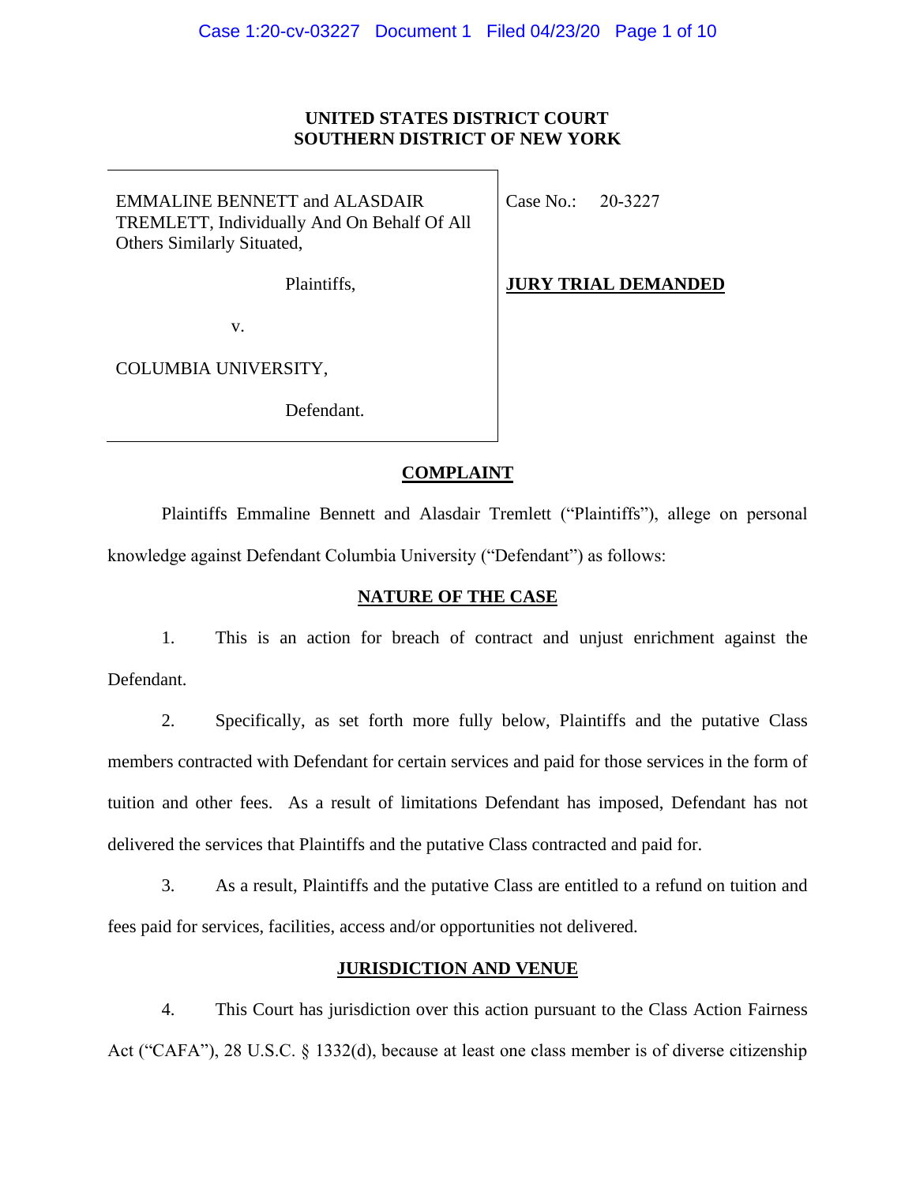**UNITED STATES DISTRICT COURT**
**SOUTHERN DISTRICT OF NEW YORK**

| | |
|---|---|
| EMMALINE BENNETT and ALASDAIR TREMLETT, Individually And On Behalf Of All Others Similarly Situated,<br><br>Plaintiffs,<br><br>v.<br><br>COLUMBIA UNIVERSITY,<br><br>Defendant. | Case No.: 20-3227<br><br>**JURY TRIAL DEMANDED** |

## COMPLAINT

Plaintiffs Emmaline Bennett and Alasdair Tremlett ("Plaintiffs"), allege on personal knowledge against Defendant Columbia University ("Defendant") as follows:

## NATURE OF THE CASE

1. This is an action for breach of contract and unjust enrichment against the Defendant.

2. Specifically, as set forth more fully below, Plaintiffs and the putative Class members contracted with Defendant for certain services and paid for those services in the form of tuition and other fees. As a result of limitations Defendant has imposed, Defendant has not delivered the services that Plaintiffs and the putative Class contracted and paid for.

3. As a result, Plaintiffs and the putative Class are entitled to a refund on tuition and fees paid for services, facilities, access and/or opportunities not delivered.

## JURISDICTION AND VENUE

4. This Court has jurisdiction over this action pursuant to the Class Action Fairness Act ("CAFA"), 28 U.S.C. § 1332(d), because at least one class member is of diverse citizenship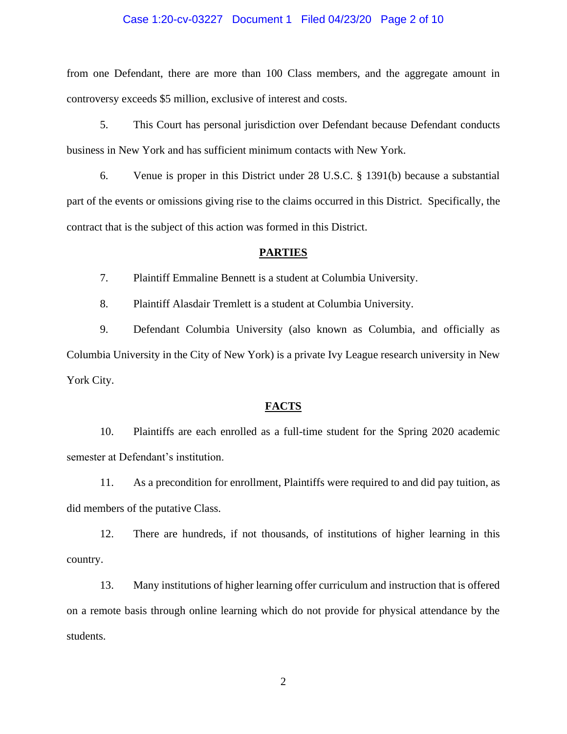from one Defendant, there are more than 100 Class members, and the aggregate amount in controversy exceeds $5 million, exclusive of interest and costs.

5. This Court has personal jurisdiction over Defendant because Defendant conducts business in New York and has sufficient minimum contacts with New York.

6. Venue is proper in this District under 28 U.S.C. § 1391(b) because a substantial part of the events or omissions giving rise to the claims occurred in this District. Specifically, the contract that is the subject of this action was formed in this District.

## PARTIES

7. Plaintiff Emmaline Bennett is a student at Columbia University.

8. Plaintiff Alasdair Tremlett is a student at Columbia University.

9. Defendant Columbia University (also known as Columbia, and officially as Columbia University in the City of New York) is a private Ivy League research university in New York City.

## FACTS

10. Plaintiffs are each enrolled as a full-time student for the Spring 2020 academic semester at Defendant's institution.

11. As a precondition for enrollment, Plaintiffs were required to and did pay tuition, as did members of the putative Class.

12. There are hundreds, if not thousands, of institutions of higher learning in this country.

13. Many institutions of higher learning offer curriculum and instruction that is offered on a remote basis through online learning which do not provide for physical attendance by the students.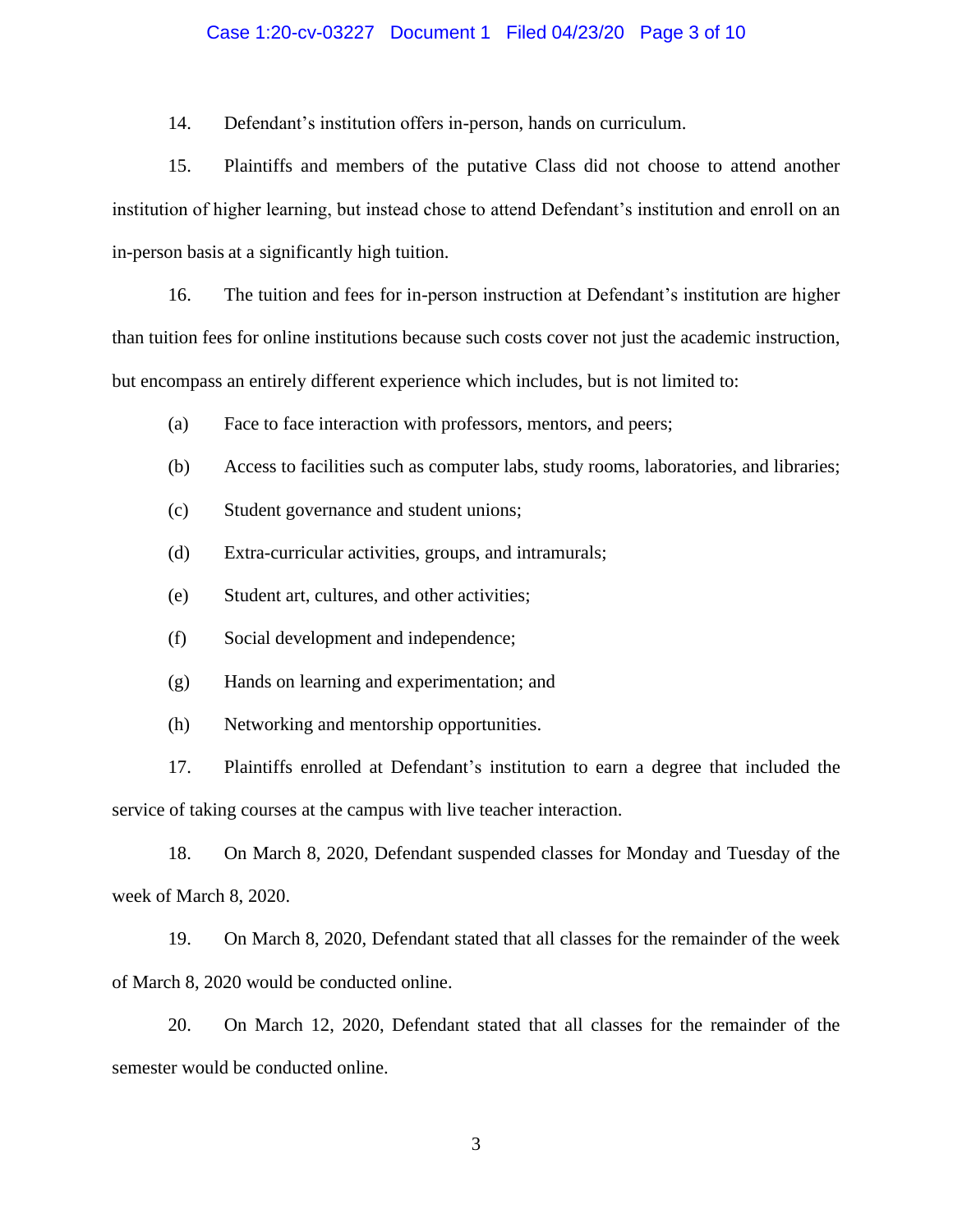14. Defendant's institution offers in-person, hands on curriculum.

15. Plaintiffs and members of the putative Class did not choose to attend another institution of higher learning, but instead chose to attend Defendant's institution and enroll on an in-person basis at a significantly high tuition.

16. The tuition and fees for in-person instruction at Defendant's institution are higher than tuition fees for online institutions because such costs cover not just the academic instruction, but encompass an entirely different experience which includes, but is not limited to:

(a) Face to face interaction with professors, mentors, and peers;

(b) Access to facilities such as computer labs, study rooms, laboratories, and libraries;

(c) Student governance and student unions;

(d) Extra-curricular activities, groups, and intramurals;

(e) Student art, cultures, and other activities;

(f) Social development and independence;

(g) Hands on learning and experimentation; and

(h) Networking and mentorship opportunities.

17. Plaintiffs enrolled at Defendant's institution to earn a degree that included the service of taking courses at the campus with live teacher interaction.

18. On March 8, 2020, Defendant suspended classes for Monday and Tuesday of the week of March 8, 2020.

19. On March 8, 2020, Defendant stated that all classes for the remainder of the week of March 8, 2020 would be conducted online.

20. On March 12, 2020, Defendant stated that all classes for the remainder of the semester would be conducted online.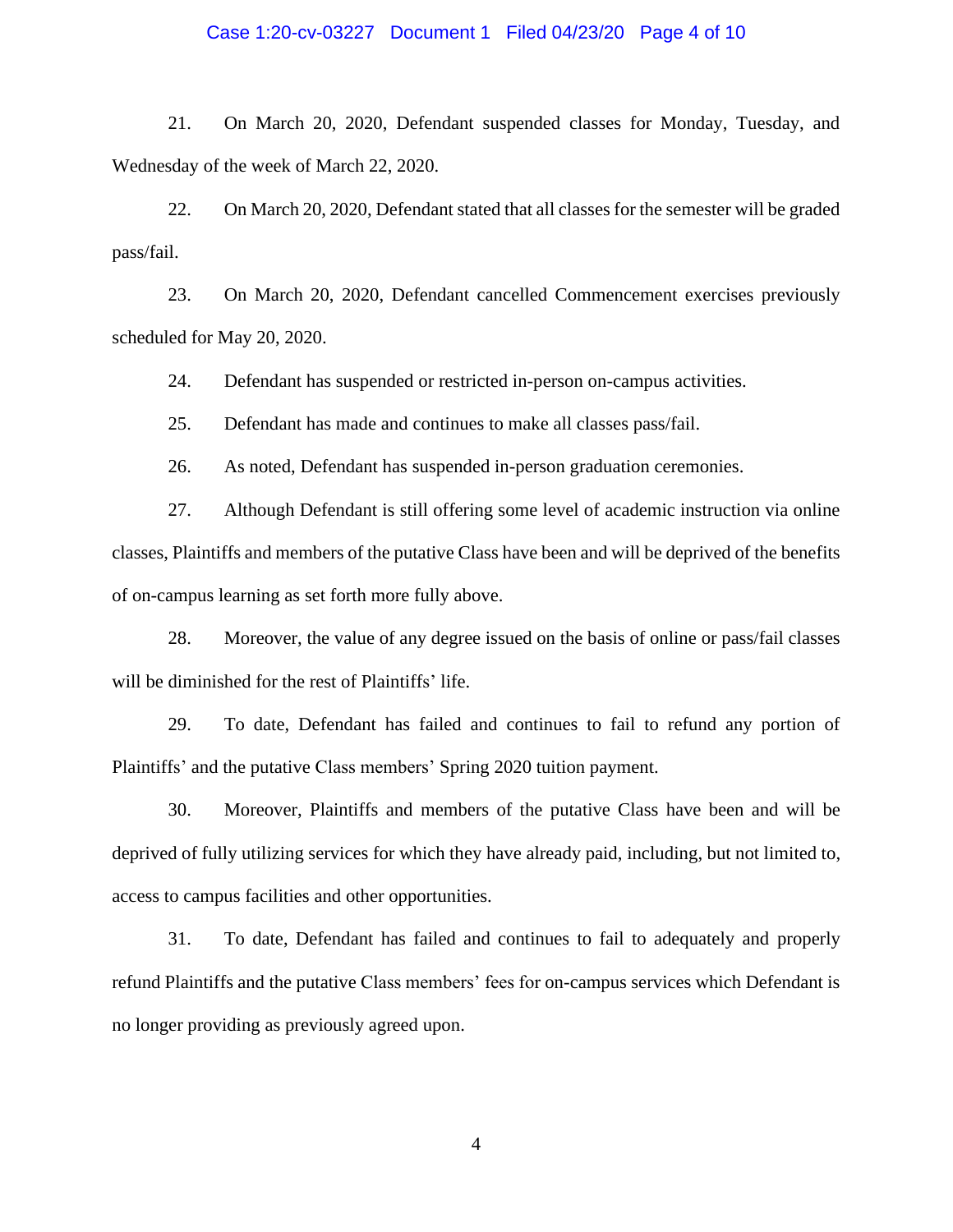21. On March 20, 2020, Defendant suspended classes for Monday, Tuesday, and Wednesday of the week of March 22, 2020.

22. On March 20, 2020, Defendant stated that all classes for the semester will be graded pass/fail.

23. On March 20, 2020, Defendant cancelled Commencement exercises previously scheduled for May 20, 2020.

24. Defendant has suspended or restricted in-person on-campus activities.

25. Defendant has made and continues to make all classes pass/fail.

26. As noted, Defendant has suspended in-person graduation ceremonies.

27. Although Defendant is still offering some level of academic instruction via online classes, Plaintiffs and members of the putative Class have been and will be deprived of the benefits of on-campus learning as set forth more fully above.

28. Moreover, the value of any degree issued on the basis of online or pass/fail classes will be diminished for the rest of Plaintiffs' life.

29. To date, Defendant has failed and continues to fail to refund any portion of Plaintiffs' and the putative Class members' Spring 2020 tuition payment.

30. Moreover, Plaintiffs and members of the putative Class have been and will be deprived of fully utilizing services for which they have already paid, including, but not limited to, access to campus facilities and other opportunities.

31. To date, Defendant has failed and continues to fail to adequately and properly refund Plaintiffs and the putative Class members' fees for on-campus services which Defendant is no longer providing as previously agreed upon.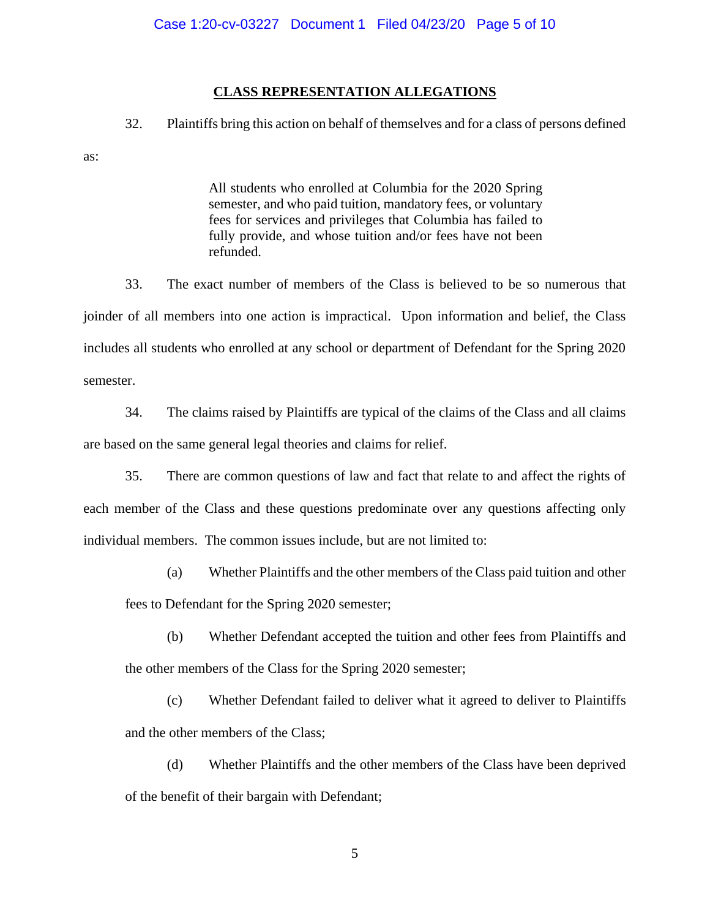## CLASS REPRESENTATION ALLEGATIONS

32. Plaintiffs bring this action on behalf of themselves and for a class of persons defined as:

> All students who enrolled at Columbia for the 2020 Spring semester, and who paid tuition, mandatory fees, or voluntary fees for services and privileges that Columbia has failed to fully provide, and whose tuition and/or fees have not been refunded.

33. The exact number of members of the Class is believed to be so numerous that joinder of all members into one action is impractical. Upon information and belief, the Class includes all students who enrolled at any school or department of Defendant for the Spring 2020 semester.

34. The claims raised by Plaintiffs are typical of the claims of the Class and all claims are based on the same general legal theories and claims for relief.

35. There are common questions of law and fact that relate to and affect the rights of each member of the Class and these questions predominate over any questions affecting only individual members. The common issues include, but are not limited to:

(a) Whether Plaintiffs and the other members of the Class paid tuition and other fees to Defendant for the Spring 2020 semester;

(b) Whether Defendant accepted the tuition and other fees from Plaintiffs and the other members of the Class for the Spring 2020 semester;

(c) Whether Defendant failed to deliver what it agreed to deliver to Plaintiffs and the other members of the Class;

(d) Whether Plaintiffs and the other members of the Class have been deprived of the benefit of their bargain with Defendant;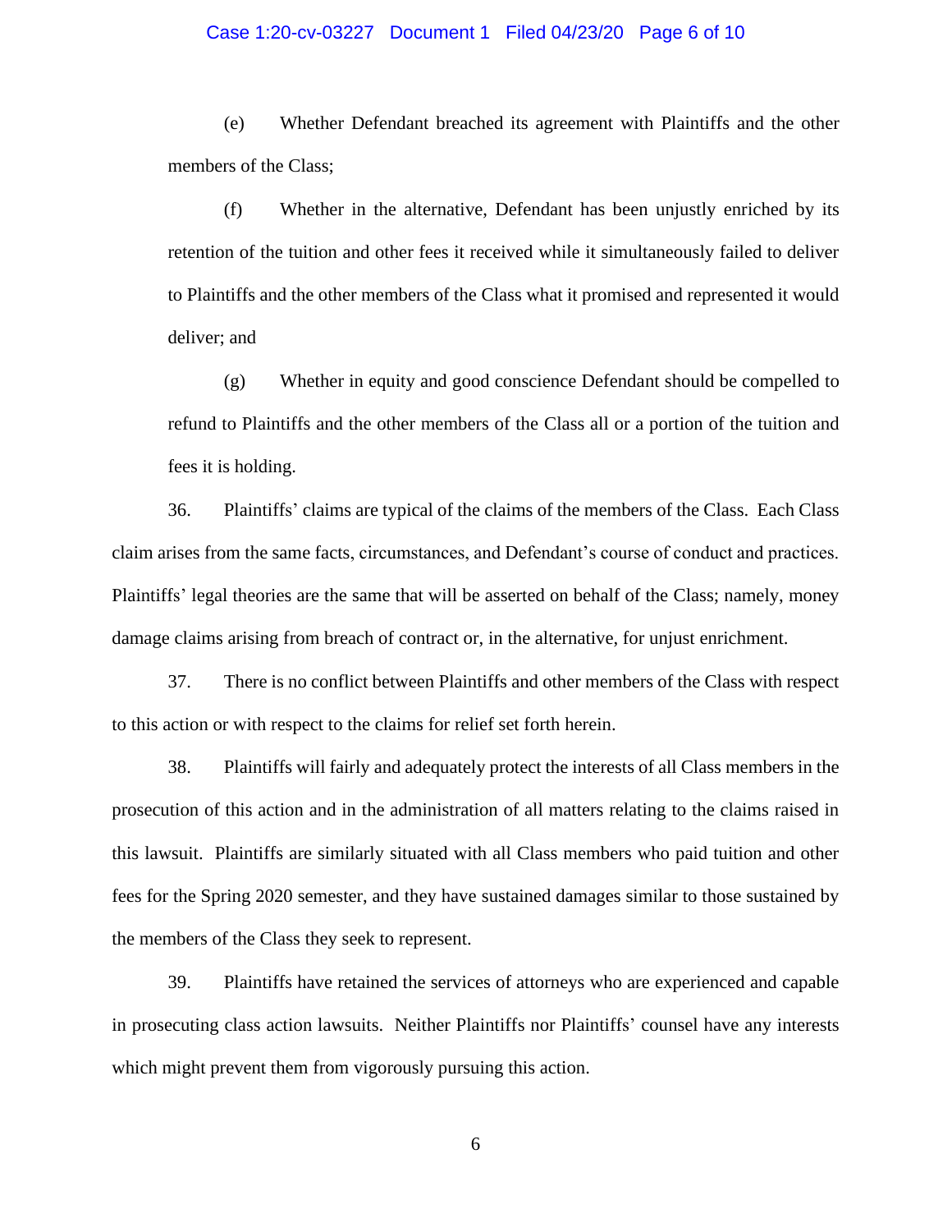(e) Whether Defendant breached its agreement with Plaintiffs and the other members of the Class;

(f) Whether in the alternative, Defendant has been unjustly enriched by its retention of the tuition and other fees it received while it simultaneously failed to deliver to Plaintiffs and the other members of the Class what it promised and represented it would deliver; and

(g) Whether in equity and good conscience Defendant should be compelled to refund to Plaintiffs and the other members of the Class all or a portion of the tuition and fees it is holding.

36. Plaintiffs' claims are typical of the claims of the members of the Class. Each Class claim arises from the same facts, circumstances, and Defendant's course of conduct and practices. Plaintiffs' legal theories are the same that will be asserted on behalf of the Class; namely, money damage claims arising from breach of contract or, in the alternative, for unjust enrichment.

37. There is no conflict between Plaintiffs and other members of the Class with respect to this action or with respect to the claims for relief set forth herein.

38. Plaintiffs will fairly and adequately protect the interests of all Class members in the prosecution of this action and in the administration of all matters relating to the claims raised in this lawsuit. Plaintiffs are similarly situated with all Class members who paid tuition and other fees for the Spring 2020 semester, and they have sustained damages similar to those sustained by the members of the Class they seek to represent.

39. Plaintiffs have retained the services of attorneys who are experienced and capable in prosecuting class action lawsuits. Neither Plaintiffs nor Plaintiffs' counsel have any interests which might prevent them from vigorously pursuing this action.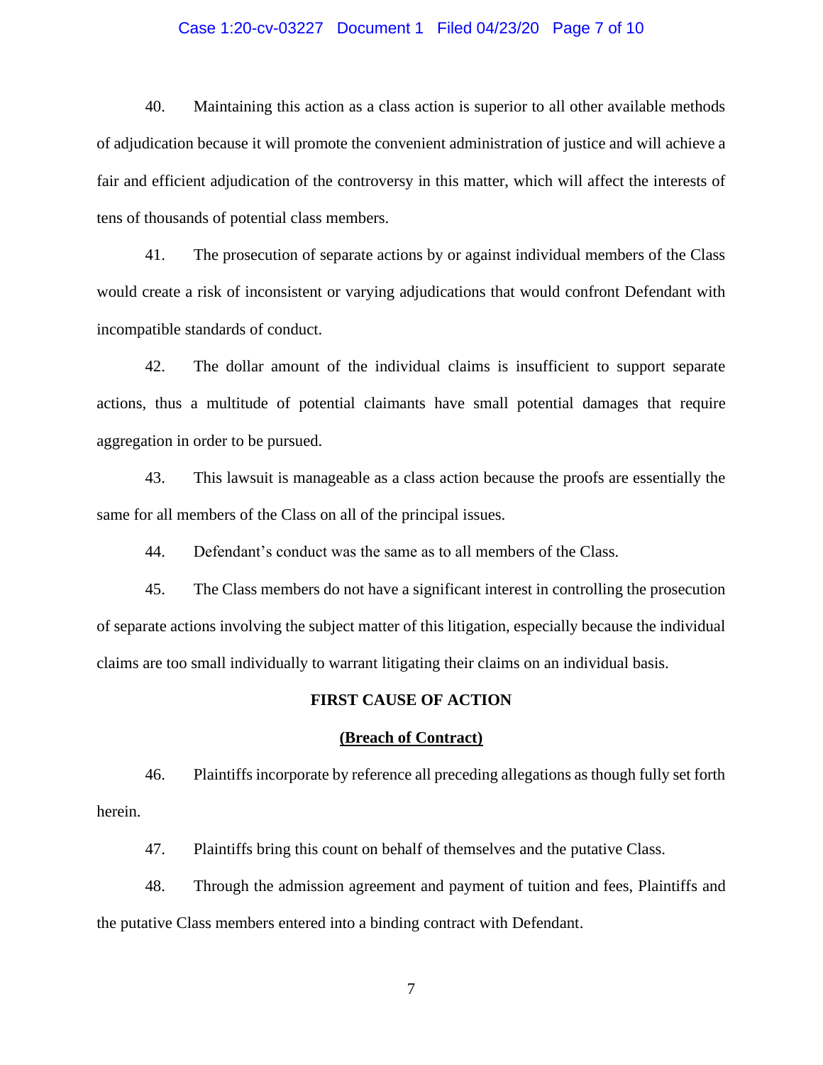40. Maintaining this action as a class action is superior to all other available methods of adjudication because it will promote the convenient administration of justice and will achieve a fair and efficient adjudication of the controversy in this matter, which will affect the interests of tens of thousands of potential class members.

41. The prosecution of separate actions by or against individual members of the Class would create a risk of inconsistent or varying adjudications that would confront Defendant with incompatible standards of conduct.

42. The dollar amount of the individual claims is insufficient to support separate actions, thus a multitude of potential claimants have small potential damages that require aggregation in order to be pursued.

43. This lawsuit is manageable as a class action because the proofs are essentially the same for all members of the Class on all of the principal issues.

44. Defendant's conduct was the same as to all members of the Class.

45. The Class members do not have a significant interest in controlling the prosecution of separate actions involving the subject matter of this litigation, especially because the individual claims are too small individually to warrant litigating their claims on an individual basis.

## FIRST CAUSE OF ACTION

### (Breach of Contract)

46. Plaintiffs incorporate by reference all preceding allegations as though fully set forth herein.

47. Plaintiffs bring this count on behalf of themselves and the putative Class.

48. Through the admission agreement and payment of tuition and fees, Plaintiffs and the putative Class members entered into a binding contract with Defendant.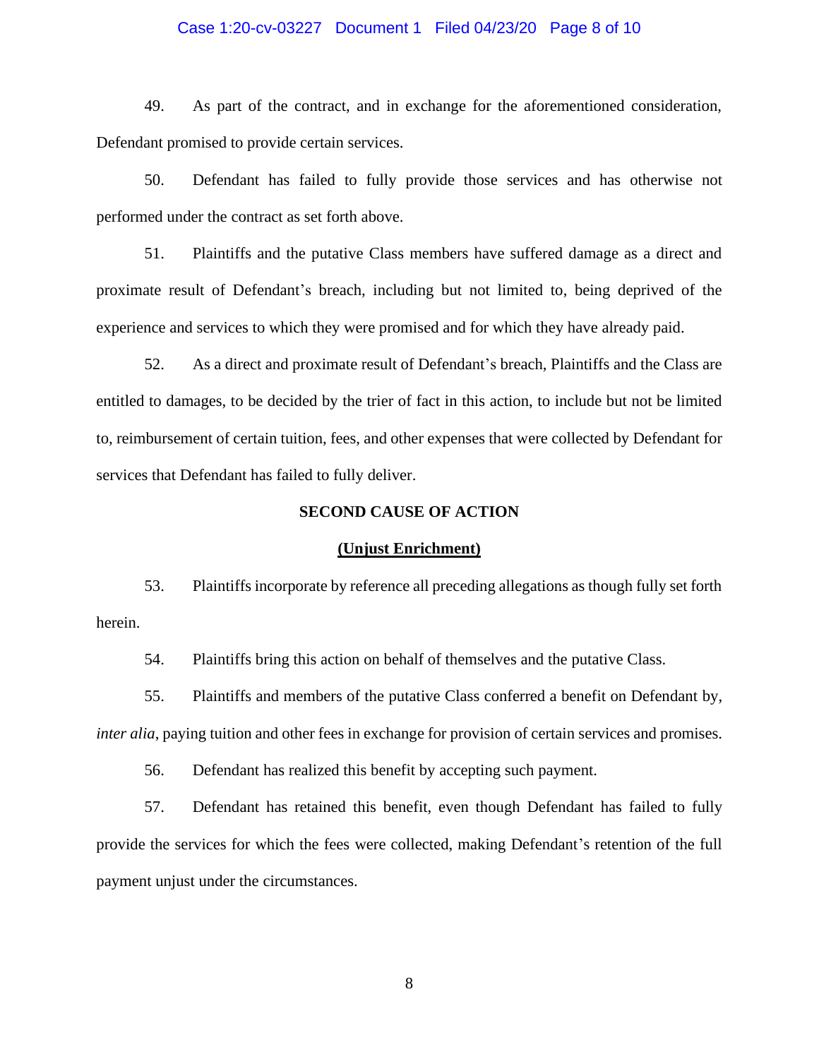49. As part of the contract, and in exchange for the aforementioned consideration, Defendant promised to provide certain services.

50. Defendant has failed to fully provide those services and has otherwise not performed under the contract as set forth above.

51. Plaintiffs and the putative Class members have suffered damage as a direct and proximate result of Defendant's breach, including but not limited to, being deprived of the experience and services to which they were promised and for which they have already paid.

52. As a direct and proximate result of Defendant's breach, Plaintiffs and the Class are entitled to damages, to be decided by the trier of fact in this action, to include but not be limited to, reimbursement of certain tuition, fees, and other expenses that were collected by Defendant for services that Defendant has failed to fully deliver.

## SECOND CAUSE OF ACTION

### (Unjust Enrichment)

53. Plaintiffs incorporate by reference all preceding allegations as though fully set forth herein.

54. Plaintiffs bring this action on behalf of themselves and the putative Class.

55. Plaintiffs and members of the putative Class conferred a benefit on Defendant by, *inter alia*, paying tuition and other fees in exchange for provision of certain services and promises.

56. Defendant has realized this benefit by accepting such payment.

57. Defendant has retained this benefit, even though Defendant has failed to fully provide the services for which the fees were collected, making Defendant's retention of the full payment unjust under the circumstances.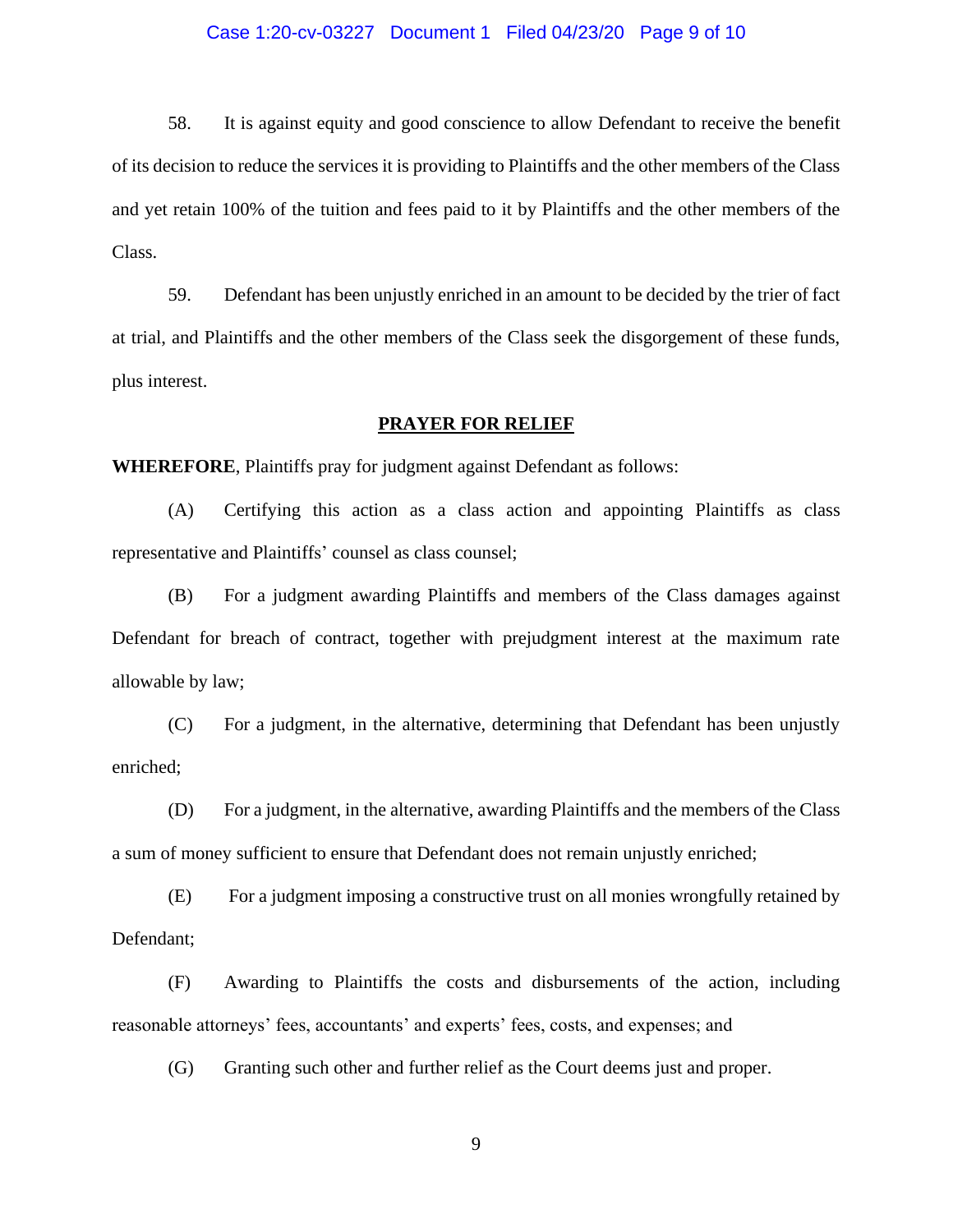58. It is against equity and good conscience to allow Defendant to receive the benefit of its decision to reduce the services it is providing to Plaintiffs and the other members of the Class and yet retain 100% of the tuition and fees paid to it by Plaintiffs and the other members of the Class.

59. Defendant has been unjustly enriched in an amount to be decided by the trier of fact at trial, and Plaintiffs and the other members of the Class seek the disgorgement of these funds, plus interest.

**PRAYER FOR RELIEF**

**WHEREFORE**, Plaintiffs pray for judgment against Defendant as follows:

(A) Certifying this action as a class action and appointing Plaintiffs as class representative and Plaintiffs' counsel as class counsel;

(B) For a judgment awarding Plaintiffs and members of the Class damages against Defendant for breach of contract, together with prejudgment interest at the maximum rate allowable by law;

(C) For a judgment, in the alternative, determining that Defendant has been unjustly enriched;

(D) For a judgment, in the alternative, awarding Plaintiffs and the members of the Class a sum of money sufficient to ensure that Defendant does not remain unjustly enriched;

(E) For a judgment imposing a constructive trust on all monies wrongfully retained by Defendant;

(F) Awarding to Plaintiffs the costs and disbursements of the action, including reasonable attorneys' fees, accountants' and experts' fees, costs, and expenses; and

(G) Granting such other and further relief as the Court deems just and proper.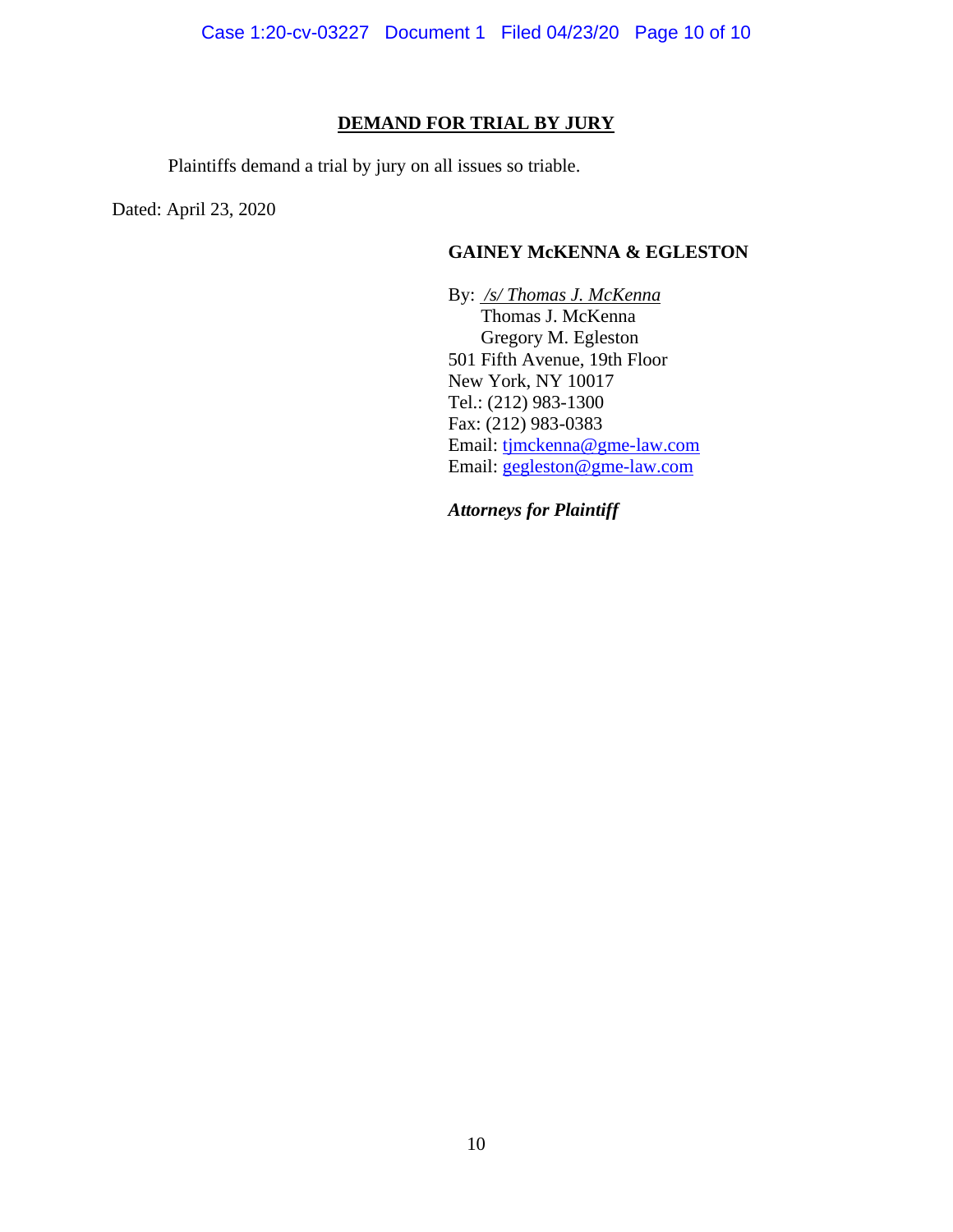## DEMAND FOR TRIAL BY JURY

Plaintiffs demand a trial by jury on all issues so triable.

Dated: April 23, 2020

**GAINEY McKENNA & EGLESTON**

By: */s/ Thomas J. McKenna*
Thomas J. McKenna
Gregory M. Egleston
501 Fifth Avenue, 19th Floor
New York, NY 10017
Tel.: (212) 983-1300
Fax: (212) 983-0383
Email: tjmckenna@gme-law.com
Email: gegleston@gme-law.com

***Attorneys for Plaintiff***